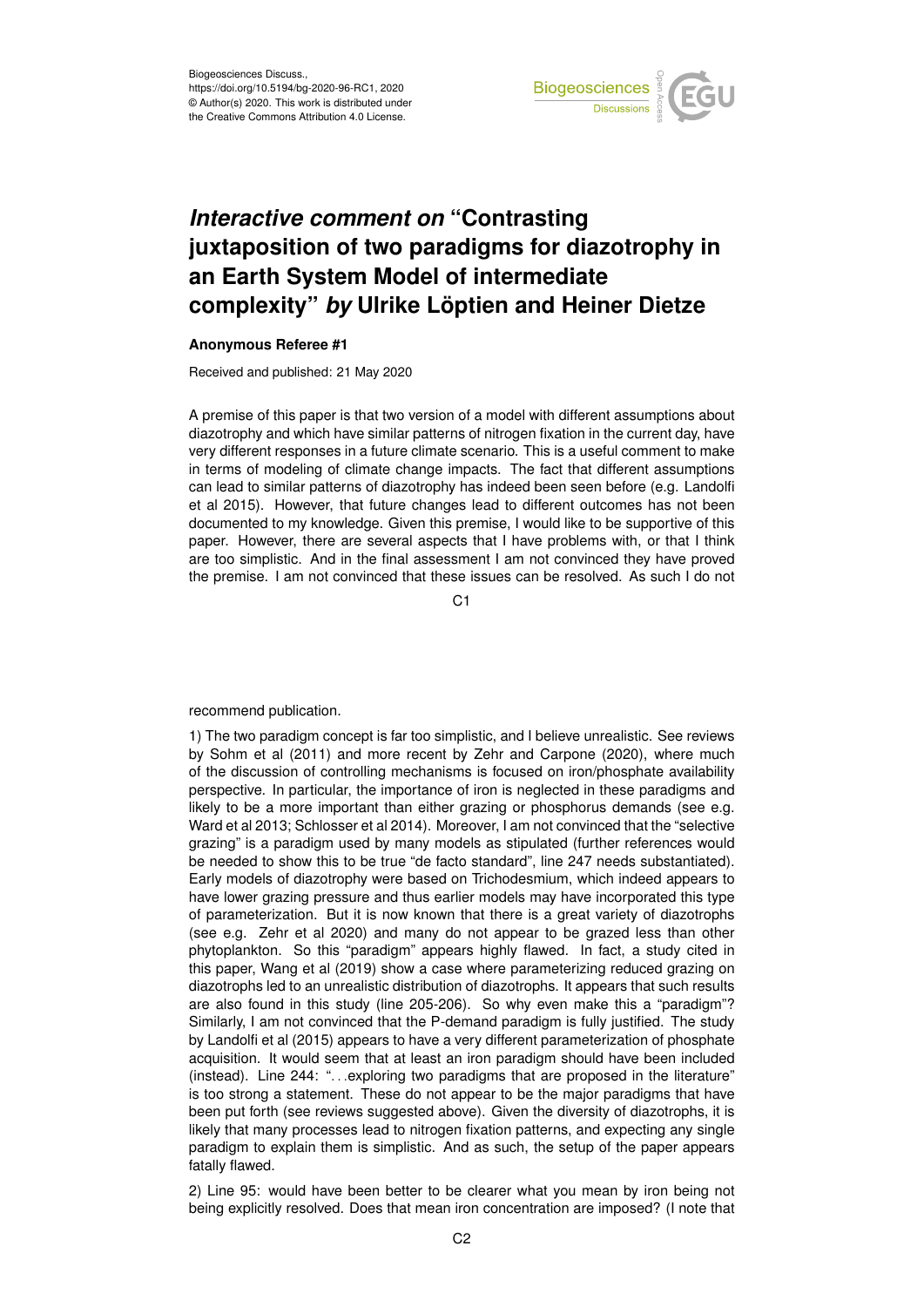Biogeosciences Discuss.,
https://doi.org/10.5194/bg-2020-96-RC1, 2020
© Author(s) 2020. This work is distributed under
the Creative Commons Attribution 4.0 License.

# *Interactive comment on* "Contrasting juxtaposition of two paradigms for diazotrophy in an Earth System Model of intermediate complexity" *by* Ulrike Löptien and Heiner Dietze

**Anonymous Referee #1**

Received and published: 21 May 2020

A premise of this paper is that two version of a model with different assumptions about diazotrophy and which have similar patterns of nitrogen fixation in the current day, have very different responses in a future climate scenario. This is a useful comment to make in terms of modeling of climate change impacts. The fact that different assumptions can lead to similar patterns of diazotrophy has indeed been seen before (e.g. Landolfi et al 2015). However, that future changes lead to different outcomes has not been documented to my knowledge. Given this premise, I would like to be supportive of this paper. However, there are several aspects that I have problems with, or that I think are too simplistic. And in the final assessment I am not convinced they have proved the premise. I am not convinced that these issues can be resolved. As such I do not recommend publication.

1) The two paradigm concept is far too simplistic, and I believe unrealistic. See reviews by Sohm et al (2011) and more recent by Zehr and Carpone (2020), where much of the discussion of controlling mechanisms is focused on iron/phosphate availability perspective. In particular, the importance of iron is neglected in these paradigms and likely to be a more important than either grazing or phosphorus demands (see e.g. Ward et al 2013; Schlosser et al 2014). Moreover, I am not convinced that the "selective grazing" is a paradigm used by many models as stipulated (further references would be needed to show this to be true "de facto standard", line 247 needs substantiated). Early models of diazotrophy were based on Trichodesmium, which indeed appears to have lower grazing pressure and thus earlier models may have incorporated this type of parameterization. But it is now known that there is a great variety of diazotrophs (see e.g. Zehr et al 2020) and many do not appear to be grazed less than other phytoplankton. So this "paradigm" appears highly flawed. In fact, a study cited in this paper, Wang et al (2019) show a case where parameterizing reduced grazing on diazotrophs led to an unrealistic distribution of diazotrophs. It appears that such results are also found in this study (line 205-206). So why even make this a "paradigm"? Similarly, I am not convinced that the P-demand paradigm is fully justified. The study by Landolfi et al (2015) appears to have a very different parameterization of phosphate acquisition. It would seem that at least an iron paradigm should have been included (instead). Line 244: "...exploring two paradigms that are proposed in the literature" is too strong a statement. These do not appear to be the major paradigms that have been put forth (see reviews suggested above). Given the diversity of diazotrophs, it is likely that many processes lead to nitrogen fixation patterns, and expecting any single paradigm to explain them is simplistic. And as such, the setup of the paper appears fatally flawed.

2) Line 95: would have been better to be clearer what you mean by iron being not being explicitly resolved. Does that mean iron concentration are imposed? (I note that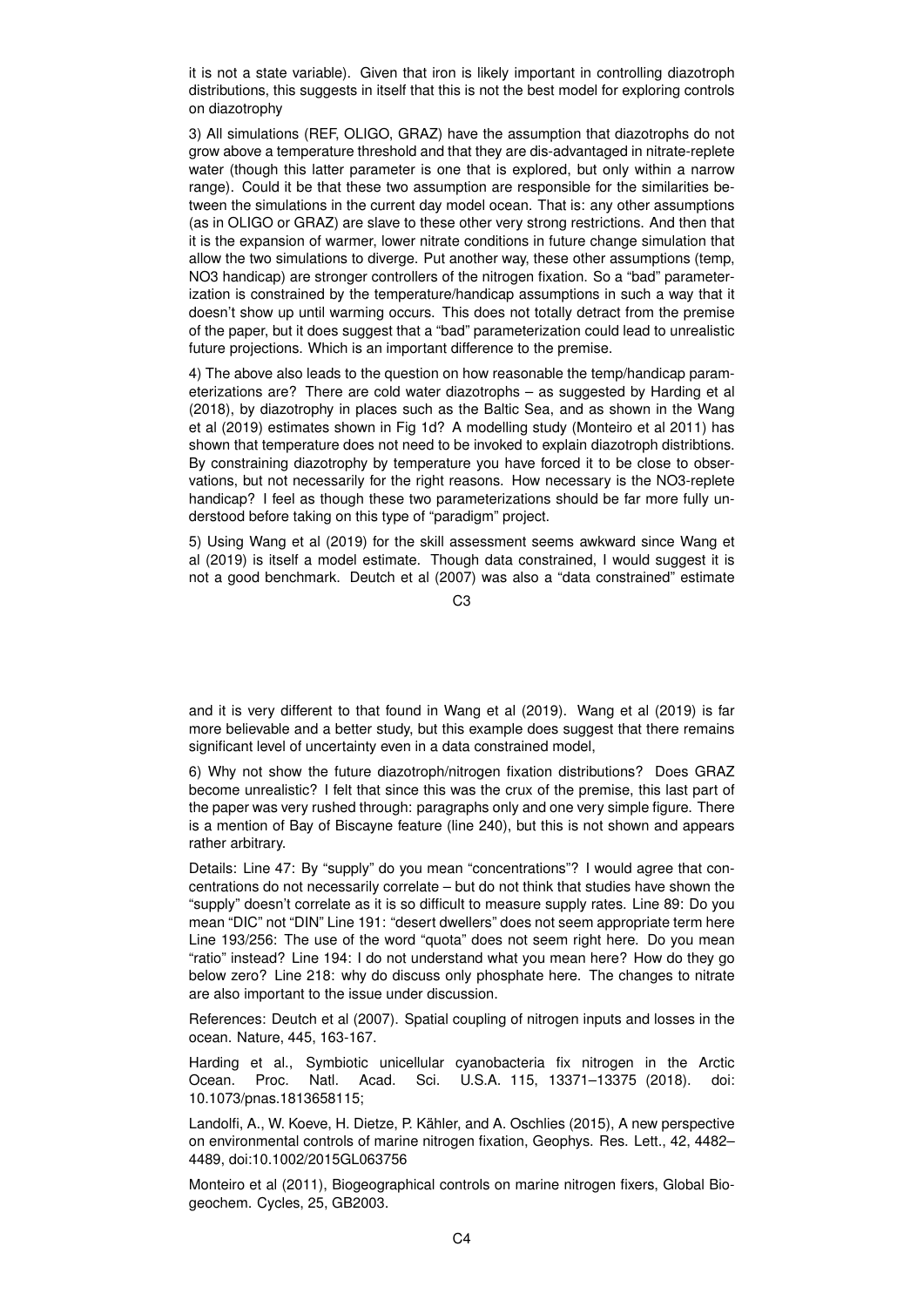it is not a state variable). Given that iron is likely important in controlling diazotroph distributions, this suggests in itself that this is not the best model for exploring controls on diazotrophy

3) All simulations (REF, OLIGO, GRAZ) have the assumption that diazotrophs do not grow above a temperature threshold and that they are dis-advantaged in nitrate-replete water (though this latter parameter is one that is explored, but only within a narrow range). Could it be that these two assumption are responsible for the similarities between the simulations in the current day model ocean. That is: any other assumptions (as in OLIGO or GRAZ) are slave to these other very strong restrictions. And then that it is the expansion of warmer, lower nitrate conditions in future change simulation that allow the two simulations to diverge. Put another way, these other assumptions (temp, NO3 handicap) are stronger controllers of the nitrogen fixation. So a "bad" parameterization is constrained by the temperature/handicap assumptions in such a way that it doesn't show up until warming occurs. This does not totally detract from the premise of the paper, but it does suggest that a "bad" parameterization could lead to unrealistic future projections. Which is an important difference to the premise.

4) The above also leads to the question on how reasonable the temp/handicap parameterizations are? There are cold water diazotrophs – as suggested by Harding et al (2018), by diazotrophy in places such as the Baltic Sea, and as shown in the Wang et al (2019) estimates shown in Fig 1d? A modelling study (Monteiro et al 2011) has shown that temperature does not need to be invoked to explain diazotroph distribtions. By constraining diazotrophy by temperature you have forced it to be close to observations, but not necessarily for the right reasons. How necessary is the NO3-replete handicap? I feel as though these two parameterizations should be far more fully understood before taking on this type of "paradigm" project.

5) Using Wang et al (2019) for the skill assessment seems awkward since Wang et al (2019) is itself a model estimate. Though data constrained, I would suggest it is not a good benchmark. Deutch et al (2007) was also a "data constrained" estimate and it is very different to that found in Wang et al (2019). Wang et al (2019) is far more believable and a better study, but this example does suggest that there remains significant level of uncertainty even in a data constrained model,

6) Why not show the future diazotroph/nitrogen fixation distributions? Does GRAZ become unrealistic? I felt that since this was the crux of the premise, this last part of the paper was very rushed through: paragraphs only and one very simple figure. There is a mention of Bay of Biscayne feature (line 240), but this is not shown and appears rather arbitrary.

Details: Line 47: By "supply" do you mean "concentrations"? I would agree that concentrations do not necessarily correlate – but do not think that studies have shown the "supply" doesn't correlate as it is so difficult to measure supply rates. Line 89: Do you mean "DIC" not "DIN" Line 191: "desert dwellers" does not seem appropriate term here Line 193/256: The use of the word "quota" does not seem right here. Do you mean "ratio" instead? Line 194: I do not understand what you mean here? How do they go below zero? Line 218: why do discuss only phosphate here. The changes to nitrate are also important to the issue under discussion.

References: Deutch et al (2007). Spatial coupling of nitrogen inputs and losses in the ocean. Nature, 445, 163-167.

Harding et al., Symbiotic unicellular cyanobacteria fix nitrogen in the Arctic Ocean. Proc. Natl. Acad. Sci. U.S.A. 115, 13371–13375 (2018). doi: 10.1073/pnas.1813658115;

Landolfi, A., W. Koeve, H. Dietze, P. Kähler, and A. Oschlies (2015), A new perspective on environmental controls of marine nitrogen fixation, Geophys. Res. Lett., 42, 4482–4489, doi:10.1002/2015GL063756

Monteiro et al (2011), Biogeographical controls on marine nitrogen fixers, Global Biogeochem. Cycles, 25, GB2003.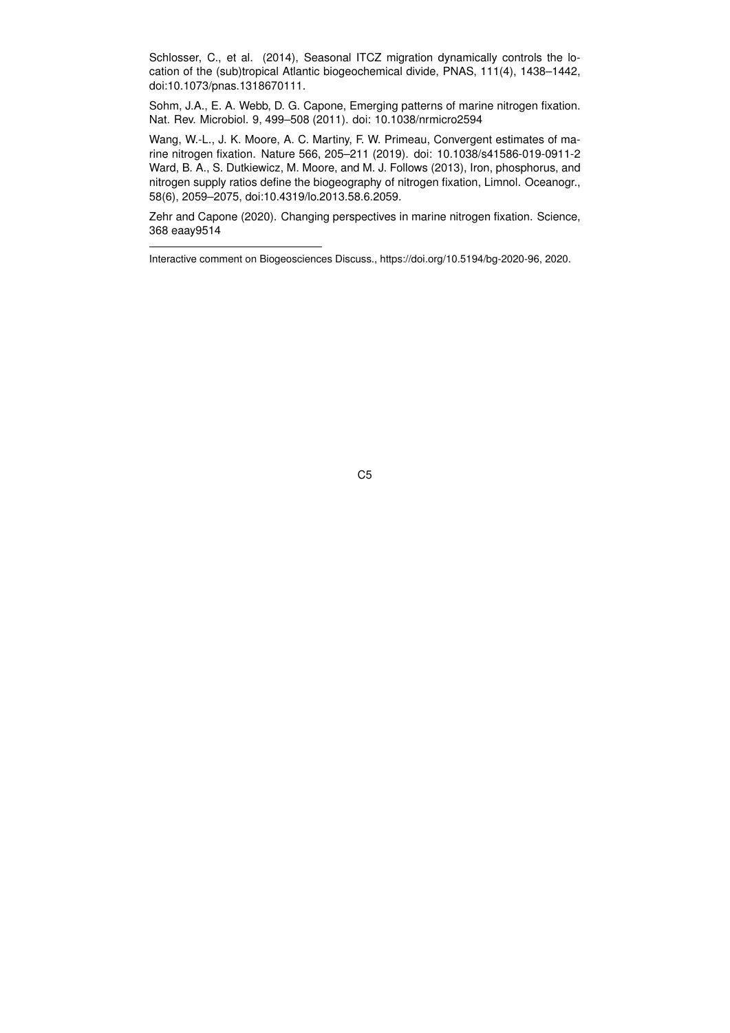Schlosser, C., et al. (2014), Seasonal ITCZ migration dynamically controls the location of the (sub)tropical Atlantic biogeochemical divide, PNAS, 111(4), 1438–1442, doi:10.1073/pnas.1318670111.

Sohm, J.A., E. A. Webb, D. G. Capone, Emerging patterns of marine nitrogen fixation. Nat. Rev. Microbiol. 9, 499–508 (2011). doi: 10.1038/nrmicro2594

Wang, W.-L., J. K. Moore, A. C. Martiny, F. W. Primeau, Convergent estimates of marine nitrogen fixation. Nature 566, 205–211 (2019). doi: 10.1038/s41586-019-0911-2
Ward, B. A., S. Dutkiewicz, M. Moore, and M. J. Follows (2013), Iron, phosphorus, and nitrogen supply ratios define the biogeography of nitrogen fixation, Limnol. Oceanogr., 58(6), 2059–2075, doi:10.4319/lo.2013.58.6.2059.

Zehr and Capone (2020). Changing perspectives in marine nitrogen fixation. Science, 368 eaay9514

---

Interactive comment on Biogeosciences Discuss., https://doi.org/10.5194/bg-2020-96, 2020.